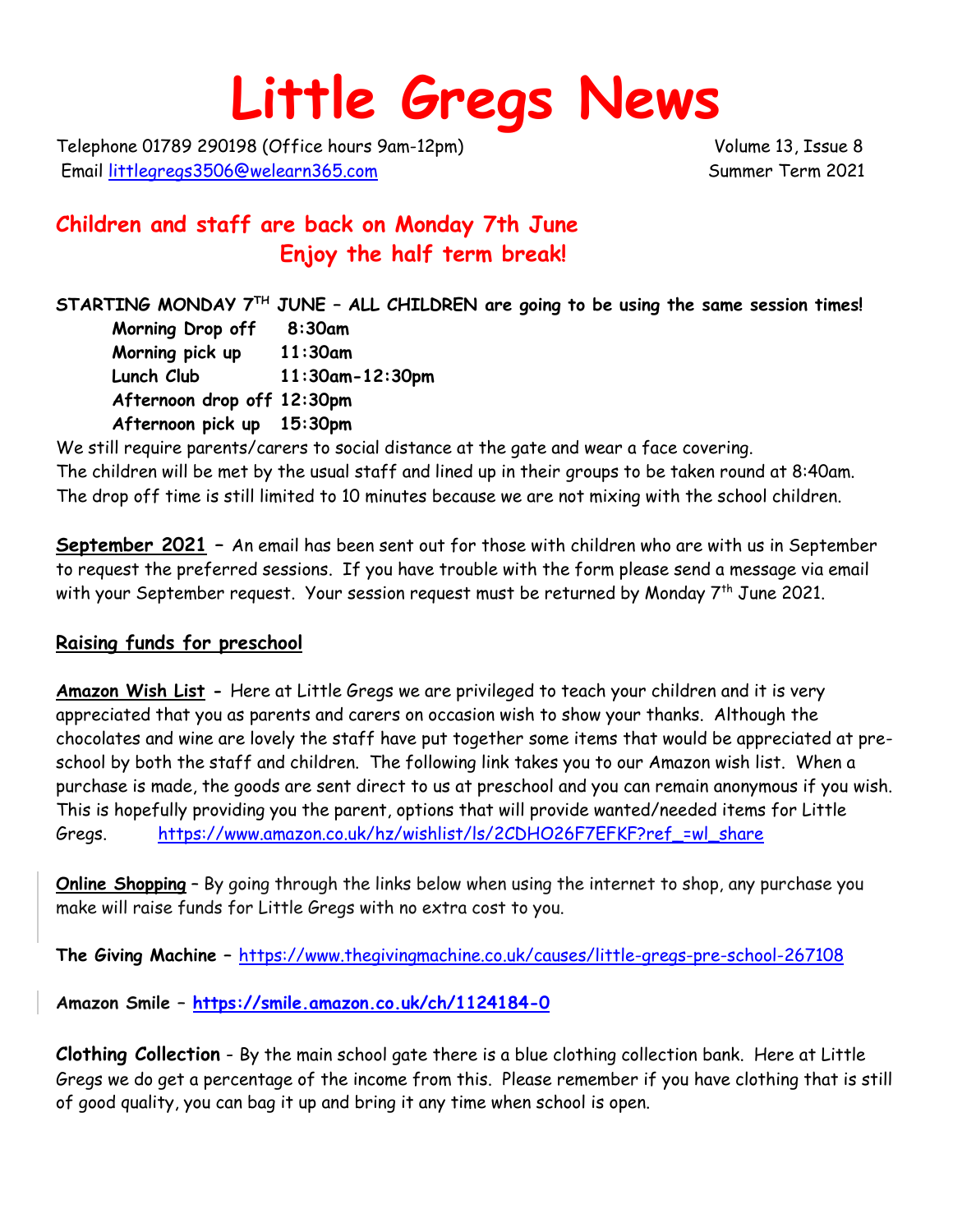# Little Gregs News

Telephone 01789 290198 (Office hours 9am-12pm) Volume 13, Issue 8
Email littlegregs3506@welearn365.com Summer Term 2021

## Children and staff are back on Monday 7th June
## Enjoy the half term break!

**STARTING MONDAY 7TH JUNE – ALL CHILDREN are going to be using the same session times!**

**Morning Drop off 8:30am**
**Morning pick up 11:30am**
**Lunch Club 11:30am-12:30pm**
**Afternoon drop off 12:30pm**
**Afternoon pick up 15:30pm**

We still require parents/carers to social distance at the gate and wear a face covering.
The children will be met by the usual staff and lined up in their groups to be taken round at 8:40am.
The drop off time is still limited to 10 minutes because we are not mixing with the school children.

**September 2021** – An email has been sent out for those with children who are with us in September to request the preferred sessions. If you have trouble with the form please send a message via email with your September request. Your session request must be returned by Monday 7th June 2021.

**Raising funds for preschool**

**Amazon Wish List** - Here at Little Gregs we are privileged to teach your children and it is very appreciated that you as parents and carers on occasion wish to show your thanks. Although the chocolates and wine are lovely the staff have put together some items that would be appreciated at pre-school by both the staff and children. The following link takes you to our Amazon wish list. When a purchase is made, the goods are sent direct to us at preschool and you can remain anonymous if you wish. This is hopefully providing you the parent, options that will provide wanted/needed items for Little Gregs. https://www.amazon.co.uk/hz/wishlist/ls/2CDHO26F7EFKF?ref_=wl_share

**Online Shopping** – By going through the links below when using the internet to shop, any purchase you make will raise funds for Little Gregs with no extra cost to you.

**The Giving Machine** – https://www.thegivingmachine.co.uk/causes/little-gregs-pre-school-267108

**Amazon Smile** – **https://smile.amazon.co.uk/ch/1124184-0**

**Clothing Collection** - By the main school gate there is a blue clothing collection bank. Here at Little Gregs we do get a percentage of the income from this. Please remember if you have clothing that is still of good quality, you can bag it up and bring it any time when school is open.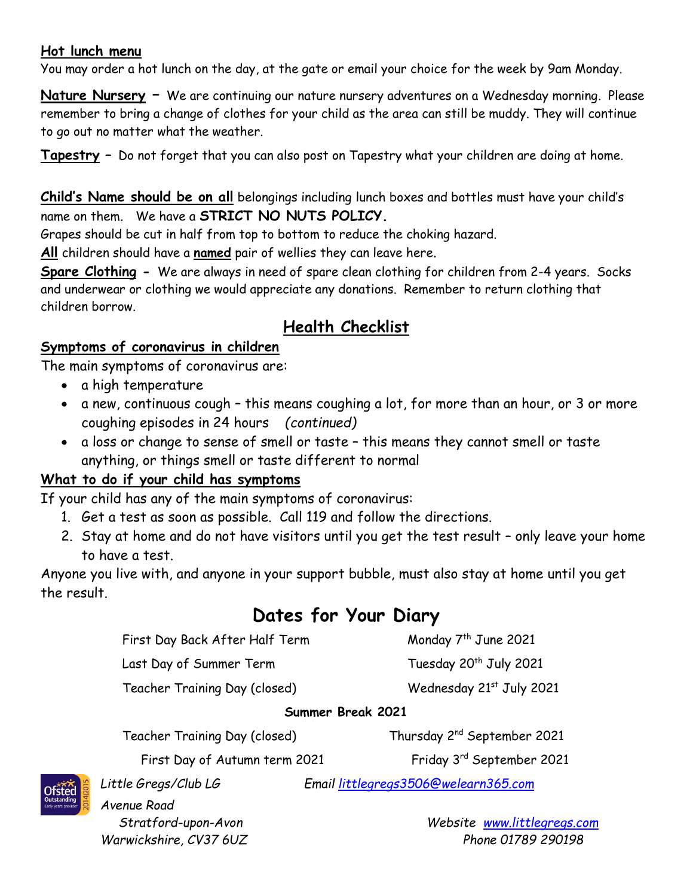**Hot lunch menu**

You may order a hot lunch on the day, at the gate or email your choice for the week by 9am Monday.

**Nature Nursery** – We are continuing our nature nursery adventures on a Wednesday morning. Please remember to bring a change of clothes for your child as the area can still be muddy. They will continue to go out no matter what the weather.

**Tapestry** – Do not forget that you can also post on Tapestry what your children are doing at home.

**Child's Name should be on all** belongings including lunch boxes and bottles must have your child's name on them. We have a **STRICT NO NUTS POLICY.**

Grapes should be cut in half from top to bottom to reduce the choking hazard.

**All** children should have a **named** pair of wellies they can leave here.

**Spare Clothing** - We are always in need of spare clean clothing for children from 2-4 years. Socks and underwear or clothing we would appreciate any donations. Remember to return clothing that children borrow.

## Health Checklist

**Symptoms of coronavirus in children**

The main symptoms of coronavirus are:

- a high temperature
- a new, continuous cough – this means coughing a lot, for more than an hour, or 3 or more coughing episodes in 24 hours *(continued)*
- a loss or change to sense of smell or taste – this means they cannot smell or taste anything, or things smell or taste different to normal

**What to do if your child has symptoms**

If your child has any of the main symptoms of coronavirus:

1. Get a test as soon as possible. Call 119 and follow the directions.
2. Stay at home and do not have visitors until you get the test result – only leave your home to have a test.

Anyone you live with, and anyone in your support bubble, must also stay at home until you get the result.

## Dates for Your Diary

| | |
|---|---|
| First Day Back After Half Term | Monday 7th June 2021 |
| Last Day of Summer Term | Tuesday 20th July 2021 |
| Teacher Training Day (closed) | Wednesday 21st July 2021 |
| **Summer Break 2021** | |
| Teacher Training Day (closed) | Thursday 2nd September 2021 |
| First Day of Autumn term 2021 | Friday 3rd September 2021 |

*Little Gregs/Club LG*
*Avenue Road*
*Stratford-upon-Avon*
*Warwickshire, CV37 6UZ*

*Email littlegregs3506@welearn365.com*
*Website www.littlegregs.com*
*Phone 01789 290198*